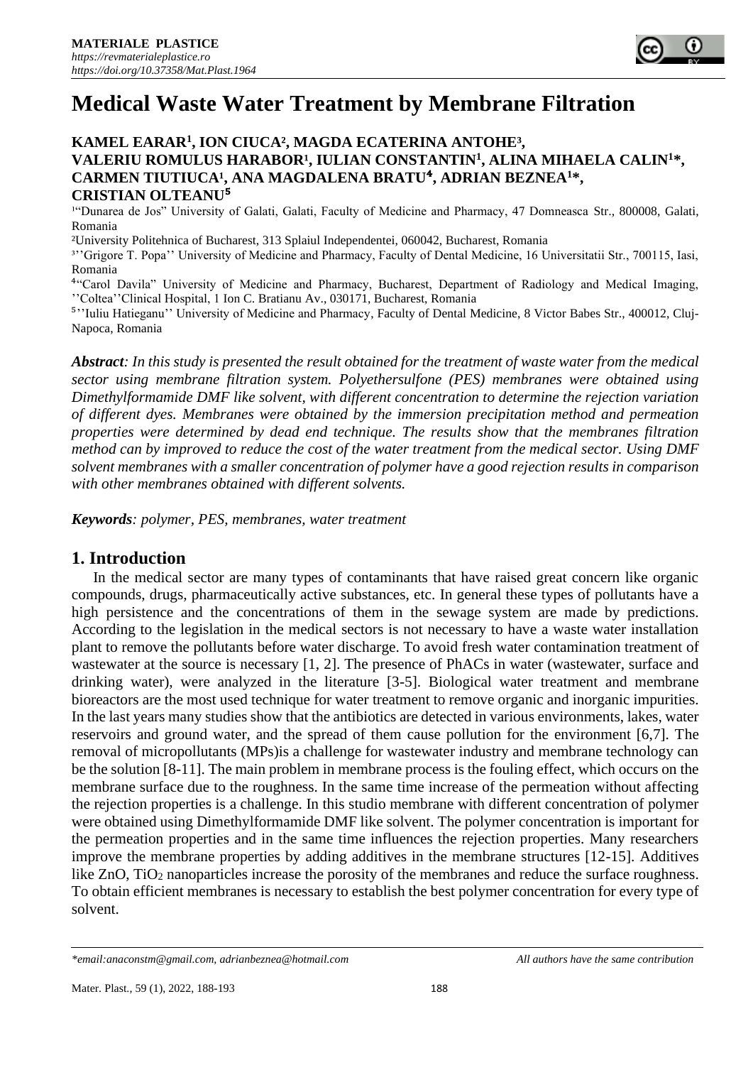# Medical Waste Water Treatment by Membrane Filtration

**KAMEL EARAR[1], ION CIUCA[2], MAGDA ECATERINA ANTOHE[3], VALERIU ROMULUS HARABOR[1], IULIAN CONSTANTIN[1], ALINA MIHAELA CALIN[1]*, CARMEN TIUTIUCA[1], ANA MAGDALENA BRATU[4], ADRIAN BEZNEA[1]*, CRISTIAN OLTEANU[5]**

[1]"Dunarea de Jos" University of Galati, Galati, Faculty of Medicine and Pharmacy, 47 Domneasca Str., 800008, Galati, Romania

[2]University Politehnica of Bucharest, 313 Splaiul Independentei, 060042, Bucharest, Romania

[3]''Grigore T. Popa'' University of Medicine and Pharmacy, Faculty of Dental Medicine, 16 Universitatii Str., 700115, Iasi, Romania

[4]"Carol Davila" University of Medicine and Pharmacy, Bucharest, Department of Radiology and Medical Imaging, ''Coltea''Clinical Hospital, 1 Ion C. Bratianu Av., 030171, Bucharest, Romania

[5]''Iuliu Hatieganu'' University of Medicine and Pharmacy, Faculty of Dental Medicine, 8 Victor Babes Str., 400012, Cluj-Napoca, Romania

***Abstract**: In this study is presented the result obtained for the treatment of waste water from the medical sector using membrane filtration system. Polyethersulfone (PES) membranes were obtained using Dimethylformamide DMF like solvent, with different concentration to determine the rejection variation of different dyes. Membranes were obtained by the immersion precipitation method and permeation properties were determined by dead end technique. The results show that the membranes filtration method can by improved to reduce the cost of the water treatment from the medical sector. Using DMF solvent membranes with a smaller concentration of polymer have a good rejection results in comparison with other membranes obtained with different solvents.*

***Keywords**: polymer, PES, membranes, water treatment*

## 1. Introduction

In the medical sector are many types of contaminants that have raised great concern like organic compounds, drugs, pharmaceutically active substances, etc. In general these types of pollutants have a high persistence and the concentrations of them in the sewage system are made by predictions. According to the legislation in the medical sectors is not necessary to have a waste water installation plant to remove the pollutants before water discharge. To avoid fresh water contamination treatment of wastewater at the source is necessary [1, 2]. The presence of PhACs in water (wastewater, surface and drinking water), were analyzed in the literature [3-5]. Biological water treatment and membrane bioreactors are the most used technique for water treatment to remove organic and inorganic impurities. In the last years many studies show that the antibiotics are detected in various environments, lakes, water reservoirs and ground water, and the spread of them cause pollution for the environment [6,7]. The removal of micropollutants (MPs)is a challenge for wastewater industry and membrane technology can be the solution [8-11]. The main problem in membrane process is the fouling effect, which occurs on the membrane surface due to the roughness. In the same time increase of the permeation without affecting the rejection properties is a challenge. In this studio membrane with different concentration of polymer were obtained using Dimethylformamide DMF like solvent. The polymer concentration is important for the permeation properties and in the same time influences the rejection properties. Many researchers improve the membrane properties by adding additives in the membrane structures [12-15]. Additives like ZnO, $TiO_2$ nanoparticles increase the porosity of the membranes and reduce the surface roughness. To obtain efficient membranes is necessary to establish the best polymer concentration for every type of solvent.

*\*email:anaconstm@gmail.com, adrianbeznea@hotmail.com* *All authors have the same contribution*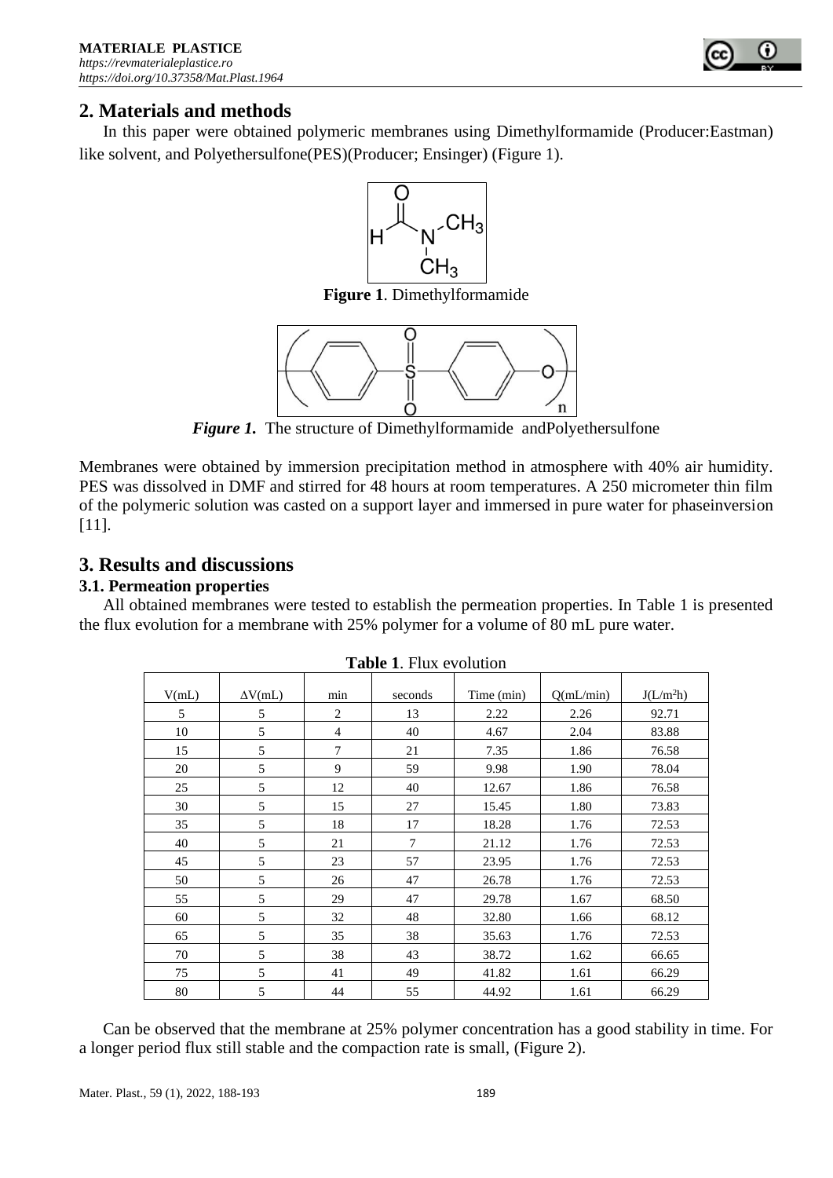## 2. Materials and methods

In this paper were obtained polymeric membranes using Dimethylformamide (Producer:Eastman) like solvent, and Polyethersulfone(PES)(Producer; Ensinger) (Figure 1).

**Figure 1**. Dimethylformamide

***Figure 1.*** The structure of Dimethylformamide andPolyethersulfone

Membranes were obtained by immersion precipitation method in atmosphere with 40% air humidity. PES was dissolved in DMF and stirred for 48 hours at room temperatures. A 250 micrometer thin film of the polymeric solution was casted on a support layer and immersed in pure water for phaseinversion [11].

## 3. Results and discussions

### 3.1. Permeation properties

All obtained membranes were tested to establish the permeation properties. In Table 1 is presented the flux evolution for a membrane with 25% polymer for a volume of 80 mL pure water.

**Table 1**. Flux evolution

| V(mL) | ΔV(mL) | min | seconds | Time (min) | Q(mL/min) | J(L/m²h) |
|---|---|---|---|---|---|---|
| 5 | 5 | 2 | 13 | 2.22 | 2.26 | 92.71 |
| 10 | 5 | 4 | 40 | 4.67 | 2.04 | 83.88 |
| 15 | 5 | 7 | 21 | 7.35 | 1.86 | 76.58 |
| 20 | 5 | 9 | 59 | 9.98 | 1.90 | 78.04 |
| 25 | 5 | 12 | 40 | 12.67 | 1.86 | 76.58 |
| 30 | 5 | 15 | 27 | 15.45 | 1.80 | 73.83 |
| 35 | 5 | 18 | 17 | 18.28 | 1.76 | 72.53 |
| 40 | 5 | 21 | 7 | 21.12 | 1.76 | 72.53 |
| 45 | 5 | 23 | 57 | 23.95 | 1.76 | 72.53 |
| 50 | 5 | 26 | 47 | 26.78 | 1.76 | 72.53 |
| 55 | 5 | 29 | 47 | 29.78 | 1.67 | 68.50 |
| 60 | 5 | 32 | 48 | 32.80 | 1.66 | 68.12 |
| 65 | 5 | 35 | 38 | 35.63 | 1.76 | 72.53 |
| 70 | 5 | 38 | 43 | 38.72 | 1.62 | 66.65 |
| 75 | 5 | 41 | 49 | 41.82 | 1.61 | 66.29 |
| 80 | 5 | 44 | 55 | 44.92 | 1.61 | 66.29 |

Can be observed that the membrane at 25% polymer concentration has a good stability in time. For a longer period flux still stable and the compaction rate is small, (Figure 2).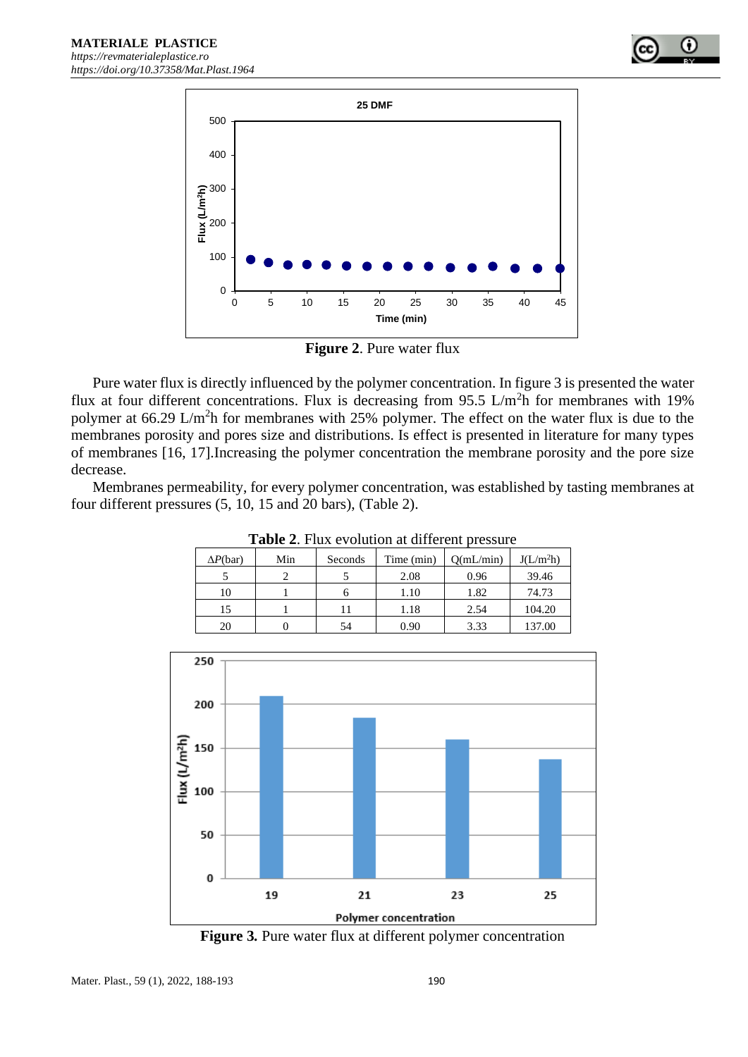**Figure 2**. Pure water flux

Pure water flux is directly influenced by the polymer concentration. In figure 3 is presented the water flux at four different concentrations. Flux is decreasing from 95.5 L/m$^2$h for membranes with 19% polymer at 66.29 L/m$^2$h for membranes with 25% polymer. The effect on the water flux is due to the membranes porosity and pores size and distributions. Is effect is presented in literature for many types of membranes [16, 17].Increasing the polymer concentration the membrane porosity and the pore size decrease.

Membranes permeability, for every polymer concentration, was established by tasting membranes at four different pressures (5, 10, 15 and 20 bars), (Table 2).

**Table 2**. Flux evolution at different pressure

| $\Delta P$(bar) | Min | Seconds | Time (min) | Q(mL/min) | J(L/m$^2$h) |
|---|---|---|---|---|---|
| 5 | 2 | 5 | 2.08 | 0.96 | 39.46 |
| 10 | 1 | 6 | 1.10 | 1.82 | 74.73 |
| 15 | 1 | 11 | 1.18 | 2.54 | 104.20 |
| 20 | 0 | 54 | 0.90 | 3.33 | 137.00 |

**Figure 3.** Pure water flux at different polymer concentration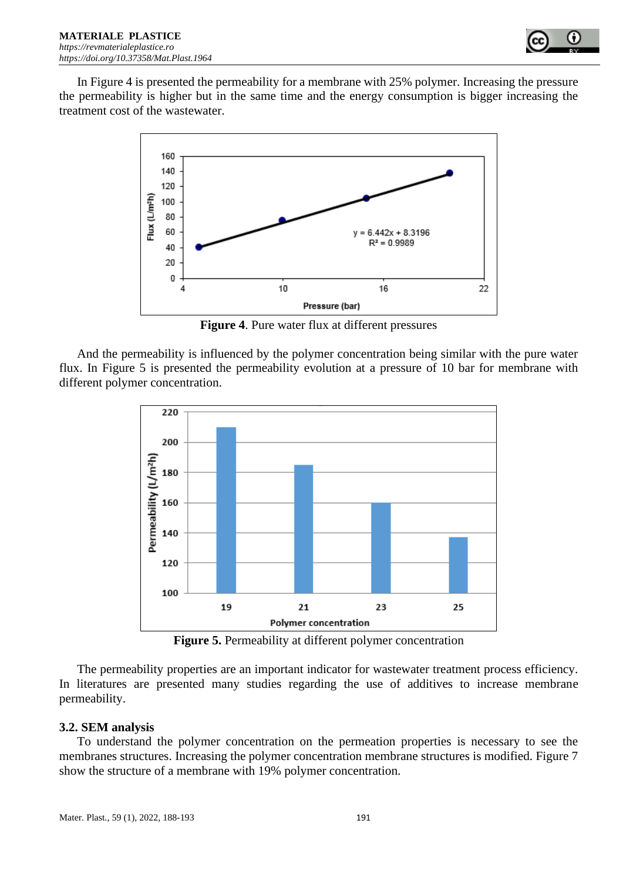In Figure 4 is presented the permeability for a membrane with 25% polymer. Increasing the pressure the permeability is higher but in the same time and the energy consumption is bigger increasing the treatment cost of the wastewater.

**Figure 4**. Pure water flux at different pressures

And the permeability is influenced by the polymer concentration being similar with the pure water flux. In Figure 5 is presented the permeability evolution at a pressure of 10 bar for membrane with different polymer concentration.

**Figure 5.** Permeability at different polymer concentration

The permeability properties are an important indicator for wastewater treatment process efficiency. In literatures are presented many studies regarding the use of additives to increase membrane permeability.

### 3.2. SEM analysis

To understand the polymer concentration on the permeation properties is necessary to see the membranes structures. Increasing the polymer concentration membrane structures is modified. Figure 7 show the structure of a membrane with 19% polymer concentration.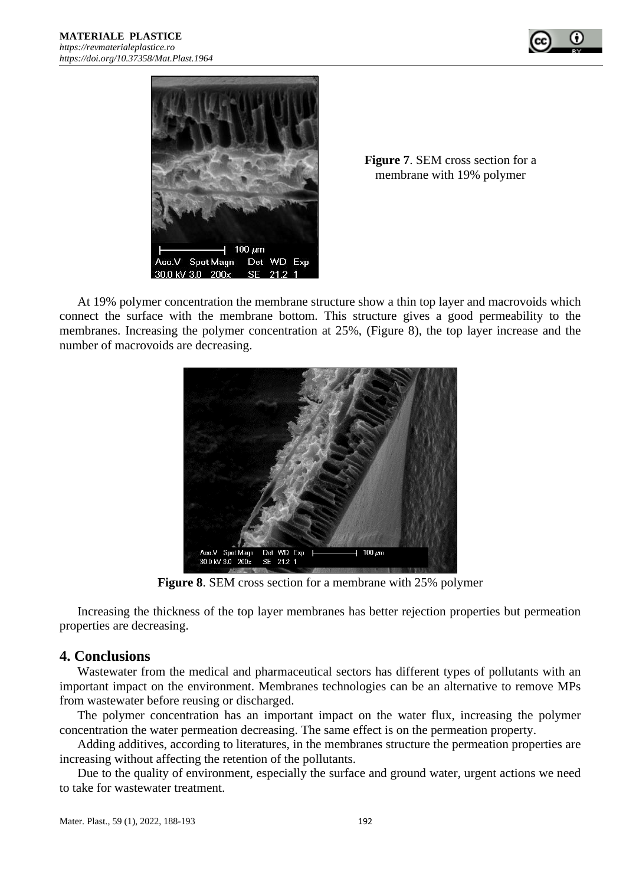**Figure 7**. SEM cross section for a membrane with 19% polymer

At 19% polymer concentration the membrane structure show a thin top layer and macrovoids which connect the surface with the membrane bottom. This structure gives a good permeability to the membranes. Increasing the polymer concentration at 25%, (Figure 8), the top layer increase and the number of macrovoids are decreasing.

**Figure 8**. SEM cross section for a membrane with 25% polymer

Increasing the thickness of the top layer membranes has better rejection properties but permeation properties are decreasing.

## 4. Conclusions

Wastewater from the medical and pharmaceutical sectors has different types of pollutants with an important impact on the environment. Membranes technologies can be an alternative to remove MPs from wastewater before reusing or discharged.

The polymer concentration has an important impact on the water flux, increasing the polymer concentration the water permeation decreasing. The same effect is on the permeation property.

Adding additives, according to literatures, in the membranes structure the permeation properties are increasing without affecting the retention of the pollutants.

Due to the quality of environment, especially the surface and ground water, urgent actions we need to take for wastewater treatment.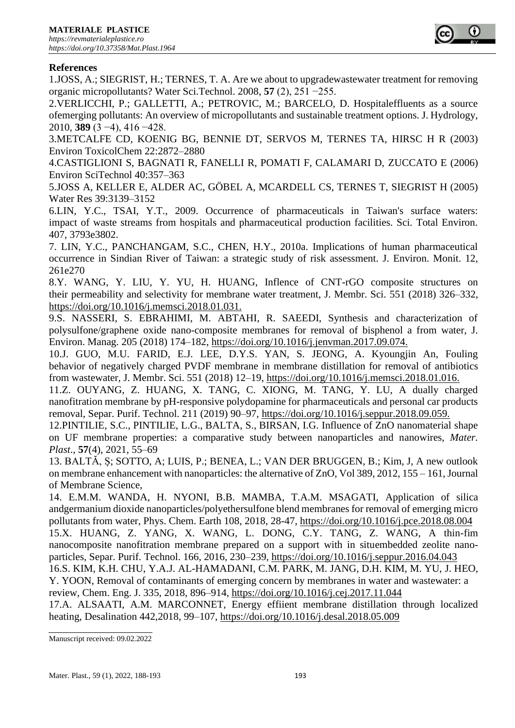## References

1.JOSS, A.; SIEGRIST, H.; TERNES, T. A. Are we about to upgradewastewater treatment for removing organic micropollutants? Water Sci.Technol. 2008, **57** (2), 251 −255.

2.VERLICCHI, P.; GALLETTI, A.; PETROVIC, M.; BARCELO, D. Hospitaleffluents as a source ofemerging pollutants: An overview of micropollutants and sustainable treatment options. J. Hydrology, 2010, **389** (3 −4), 416 −428.

3.METCALFE CD, KOENIG BG, BENNIE DT, SERVOS M, TERNES TA, HIRSC H R (2003) Environ ToxicolChem 22:2872–2880

4.CASTIGLIONI S, BAGNATI R, FANELLI R, POMATI F, CALAMARI D, ZUCCATO E (2006) Environ SciTechnol 40:357–363

5.JOSS A, KELLER E, ALDER AC, GÖBEL A, MCARDELL CS, TERNES T, SIEGRIST H (2005) Water Res 39:3139–3152

6.LIN, Y.C., TSAI, Y.T., 2009. Occurrence of pharmaceuticals in Taiwan's surface waters: impact of waste streams from hospitals and pharmaceutical production facilities. Sci. Total Environ. 407, 3793e3802.

7. LIN, Y.C., PANCHANGAM, S.C., CHEN, H.Y., 2010a. Implications of human pharmaceutical occurrence in Sindian River of Taiwan: a strategic study of risk assessment. J. Environ. Monit. 12, 261e270

8.Y. WANG, Y. LIU, Y. YU, H. HUANG, Inflence of CNT-rGO composite structures on their permeability and selectivity for membrane water treatment, J. Membr. Sci. 551 (2018) 326–332, https://doi.org/10.1016/j.memsci.2018.01.031.

9.S. NASSERI, S. EBRAHIMI, M. ABTAHI, R. SAEEDI, Synthesis and characterization of polysulfone/graphene oxide nano-composite membranes for removal of bisphenol a from water, J. Environ. Manag. 205 (2018) 174–182, https://doi.org/10.1016/j.jenvman.2017.09.074.

10.J. GUO, M.U. FARID, E.J. LEE, D.Y.S. YAN, S. JEONG, A. Kyoungjin An, Fouling behavior of negatively charged PVDF membrane in membrane distillation for removal of antibiotics from wastewater, J. Membr. Sci. 551 (2018) 12–19, https://doi.org/10.1016/j.memsci.2018.01.016.

11.Z. OUYANG, Z. HUANG, X. TANG, C. XIONG, M. TANG, Y. LU, A dually charged nanofitration membrane by pH-responsive polydopamine for pharmaceuticals and personal car products removal, Separ. Purif. Technol. 211 (2019) 90–97, https://doi.org/10.1016/j.seppur.2018.09.059.

12.PINTILIE, S.C., PINTILIE, L.G., BALTA, S., BIRSAN, I.G. Influence of ZnO nanomaterial shape on UF membrane properties: a comparative study between nanoparticles and nanowires, *Mater. Plast*., **57**(4), 2021, 55–69

13. BALTĂ, Ș; SOTTO, A; LUIS, P.; BENEA, L.; VAN DER BRUGGEN, B.; Kim, J, A new outlook on membrane enhancement with nanoparticles: the alternative of ZnO, Vol 389, 2012, 155 – 161, Journal of Membrane Science,

14. E.M.M. WANDA, H. NYONI, B.B. MAMBA, T.A.M. MSAGATI, Application of silica andgermanium dioxide nanoparticles/polyethersulfone blend membranes for removal of emerging micro pollutants from water, Phys. Chem. Earth 108, 2018, 28-47, https://doi.org/10.1016/j.pce.2018.08.004

15.X. HUANG, Z. YANG, X. WANG, L. DONG, C.Y. TANG, Z. WANG, A thin-fim nanocomposite nanofitration membrane prepared on a support with in situembedded zeolite nano-particles, Separ. Purif. Technol. 166, 2016, 230–239, https://doi.org/10.1016/j.seppur.2016.04.043

16.S. KIM, K.H. CHU, Y.A.J. AL-HAMADANI, C.M. PARK, M. JANG, D.H. KIM, M. YU, J. HEO, Y. YOON, Removal of contaminants of emerging concern by membranes in water and wastewater: a review, Chem. Eng. J. 335, 2018, 896–914, https://doi.org/10.1016/j.cej.2017.11.044

17.A. ALSAATI, A.M. MARCONNET, Energy effiient membrane distillation through localized heating, Desalination 442,2018, 99–107, https://doi.org/10.1016/j.desal.2018.05.009

Manuscript received: 09.02.2022